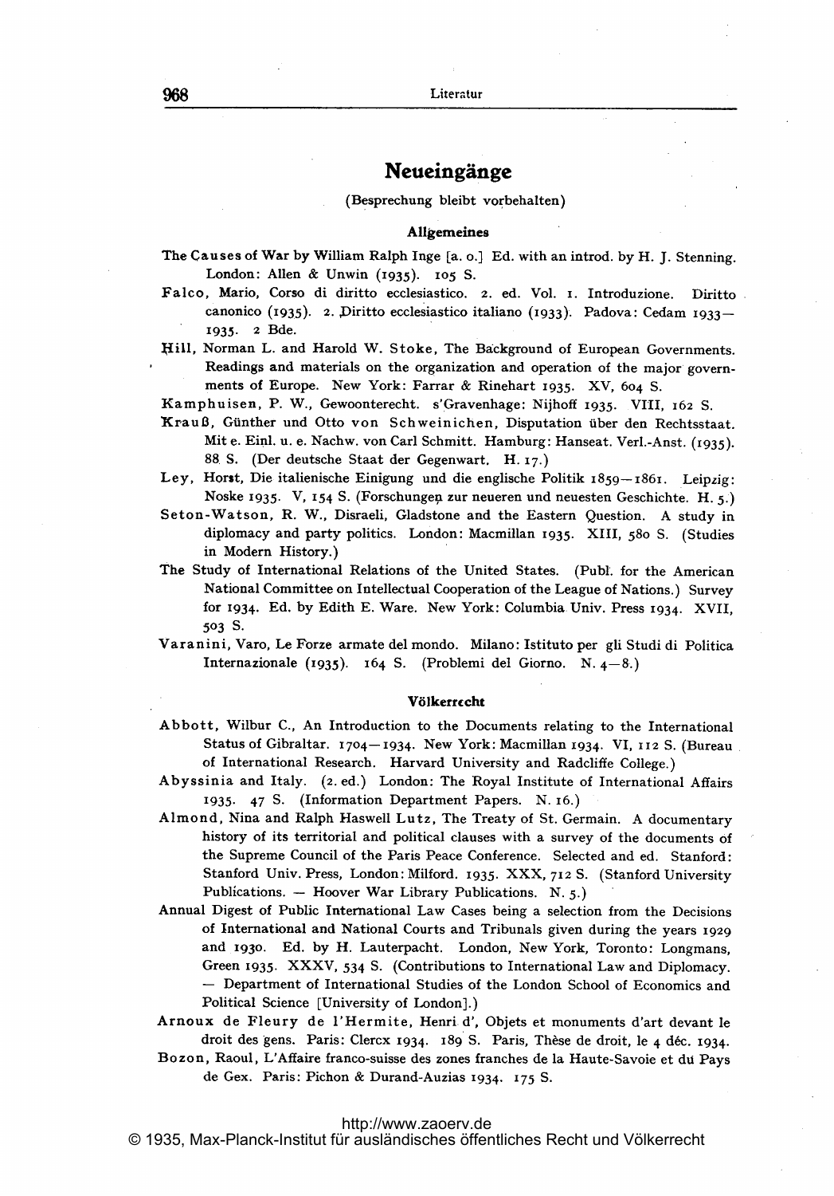# Neueingänge

(Besprechung bleibt vorbehalten)

## Allgemeines

The Causes of War by William Ralph Inge [a. o.] Ed. with an introd. by H. J. Stenning. London: Allen & Unwin (1935). 105 S.

Falco, Mario, Corso di diritto ecclesiastico. 2. ed. Vol. 1. Introduzione. Diritto canonico (1935). 2. Diritto ecclesiastico italiano (1933). Padova: Cedam 1933—1935. 2 Bde.

Hill, Norman L. and Harold W. Stoke, The Background of European Governments. Readings and materials on the organization and operation of the major governments of Europe. New York: Farrar & Rinehart 1935. XV, 604 S.

Kamphuisen, P. W., Gewoonterecht. s'Gravenhage: Nijhoff 1935. VIII, 162 S.

Krauß, Günther und Otto von Schweinichen, Disputation über den Rechtsstaat. Mit e. Einl. u. e. Nachw. von Carl Schmitt. Hamburg: Hanseat. Verl.-Anst. (1935). 88 S. (Der deutsche Staat der Gegenwart. H. 17.)

Ley, Horst, Die italienische Einigung und die englische Politik 1859—1861. Leipzig: Noske 1935. V, 154 S. (Forschungen zur neueren und neuesten Geschichte. H. 5.)

Seton-Watson, R. W., Disraeli, Gladstone and the Eastern Question. A study in diplomacy and party politics. London: Macmillan 1935. XIII, 580 S. (Studies in Modern History.)

The Study of International Relations of the United States. (Publ. for the American National Committee on Intellectual Cooperation of the League of Nations.) Survey for 1934. Ed. by Edith E. Ware. New York: Columbia Univ. Press 1934. XVII, 503 S.

Varanini, Varo, Le Forze armate del mondo. Milano: Istituto per gli Studi di Politica Internazionale (1935). 164 S. (Problemi del Giorno. N. 4—8.)

## Völkerrecht

Abbott, Wilbur C., An Introduction to the Documents relating to the International Status of Gibraltar. 1704—1934. New York: Macmillan 1934. VI, 112 S. (Bureau of International Research. Harvard University and Radcliffe College.)

Abyssinia and Italy. (2. ed.) London: The Royal Institute of International Affairs 1935. 47 S. (Information Department Papers. N. 16.)

Almond, Nina and Ralph Haswell Lutz, The Treaty of St. Germain. A documentary history of its territorial and political clauses with a survey of the documents of the Supreme Council of the Paris Peace Conference. Selected and ed. Stanford: Stanford Univ. Press, London: Milford. 1935. XXX, 712 S. (Stanford University Publications. — Hoover War Library Publications. N. 5.)

Annual Digest of Public International Law Cases being a selection from the Decisions of International and National Courts and Tribunals given during the years 1929 and 1930. Ed. by H. Lauterpacht. London, New York, Toronto: Longmans, Green 1935. XXXV, 534 S. (Contributions to International Law and Diplomacy. — Department of International Studies of the London School of Economics and Political Science [University of London].)

Arnoux de Fleury de l'Hermite, Henri d', Objets et monuments d'art devant le droit des gens. Paris: Clercx 1934. 189 S. Paris, Thèse de droit, le 4 déc. 1934.

Bozon, Raoul, L'Affaire franco-suisse des zones franches de la Haute-Savoie et du Pays de Gex. Paris: Pichon & Durand-Auzias 1934. 175 S.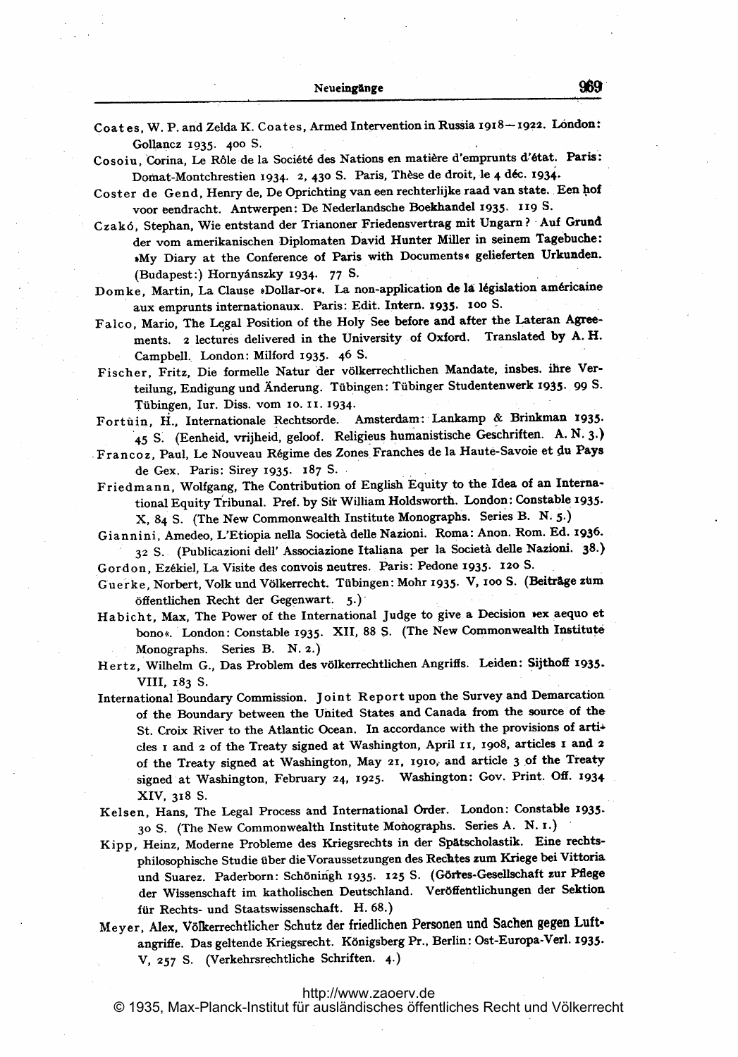Coates, W. P. and Zelda K. Coates, Armed Intervention in Russia 1918—1922. London: Gollancz 1935. 400 S.

Cosoiu, Corina, Le Rôle de la Société des Nations en matière d'emprunts d'état. Paris: Domat-Montchrestien 1934. 2, 430 S. Paris, Thèse de droit, le 4 déc. 1934.

Coster de Gend, Henry de, De Oprichting van een rechterlijke raad van state. Een hof voor eendracht. Antwerpen: De Nederlandsche Boekhandel 1935. 119 S.

Czakó, Stephan, Wie entstand der Trianoner Friedensvertrag mit Ungarn? Auf Grund der vom amerikanischen Diplomaten David Hunter Miller in seinem Tagebuche: »My Diary at the Conference of Paris with Documents« gelieferten Urkunden. (Budapest:) Hornyánszky 1934. 77 S.

Domke, Martin, La Clause »Dollar-or«. La non-application de la législation américaine aux emprunts internationaux. Paris: Edit. Intern. 1935. 100 S.

Falco, Mario, The Legal Position of the Holy See before and after the Lateran Agreements. 2 lectures delivered in the University of Oxford. Translated by A. H. Campbell. London: Milford 1935. 46 S.

Fischer, Fritz, Die formelle Natur der völkerrechtlichen Mandate, insbes. ihre Verteilung, Endigung und Änderung. Tübingen: Tübinger Studentenwerk 1935. 99 S. Tübingen, Iur. Diss. vom 10. 11. 1934.

Fortuin, H., Internationale Rechtsorde. Amsterdam: Lankamp & Brinkman 1935. 45 S. (Eenheid, vrijheid, geloof. Religieus humanistische Geschriften. A. N. 3.)

Francoz, Paul, Le Nouveau Régime des Zones Franches de la Haute-Savoie et du Pays de Gex. Paris: Sirey 1935. 187 S.

Friedmann, Wolfgang, The Contribution of English Equity to the Idea of an International Equity Tribunal. Pref. by Sir William Holdsworth. London: Constable 1935. X, 84 S. (The New Commonwealth Institute Monographs. Series B. N. 5.)

Giannini, Amedeo, L'Etiopia nella Società delle Nazioni. Roma: Anon. Rom. Ed. 1936. 32 S. (Publicazioni dell' Associazione Italiana per la Società delle Nazioni. 38.)

Gordon, Ezékiel, La Visite des convois neutres. Paris: Pedone 1935. 120 S.

Guerke, Norbert, Volk und Völkerrecht. Tübingen: Mohr 1935. V, 100 S. (Beiträge zum öffentlichen Recht der Gegenwart. 5.)

Habicht, Max, The Power of the International Judge to give a Decision »ex aequo et bono«. London: Constable 1935. XII, 88 S. (The New Commonwealth Institute Monographs. Series B. N. 2.)

Hertz, Wilhelm G., Das Problem des völkerrechtlichen Angriffs. Leiden: Sijthoff 1935. VIII, 183 S.

International Boundary Commission. Joint Report upon the Survey and Demarcation of the Boundary between the United States and Canada from the source of the St. Croix River to the Atlantic Ocean. In accordance with the provisions of articles 1 and 2 of the Treaty signed at Washington, April 11, 1908, articles 1 and 2 of the Treaty signed at Washington, May 21, 1910, and article 3 of the Treaty signed at Washington, February 24, 1925. Washington: Gov. Print. Off. 1934 XIV, 318 S.

Kelsen, Hans, The Legal Process and International Order. London: Constable 1935. 30 S. (The New Commonwealth Institute Monographs. Series A. N. 1.)

Kipp, Heinz, Moderne Probleme des Kriegsrechts in der Spätscholastik. Eine rechtsphilosophische Studie über die Voraussetzungen des Rechtes zum Kriege bei Vittoria und Suarez. Paderborn: Schöningh 1935. 125 S. (Görres-Gesellschaft zur Pflege der Wissenschaft im katholischen Deutschland. Veröffentlichungen der Sektion für Rechts- und Staatswissenschaft. H. 68.)

Meyer, Alex, Völkerrechtlicher Schutz der friedlichen Personen und Sachen gegen Luftangriffe. Das geltende Kriegsrecht. Königsberg Pr., Berlin: Ost-Europa-Verl. 1935. V, 257 S. (Verkehrsrechtliche Schriften. 4.)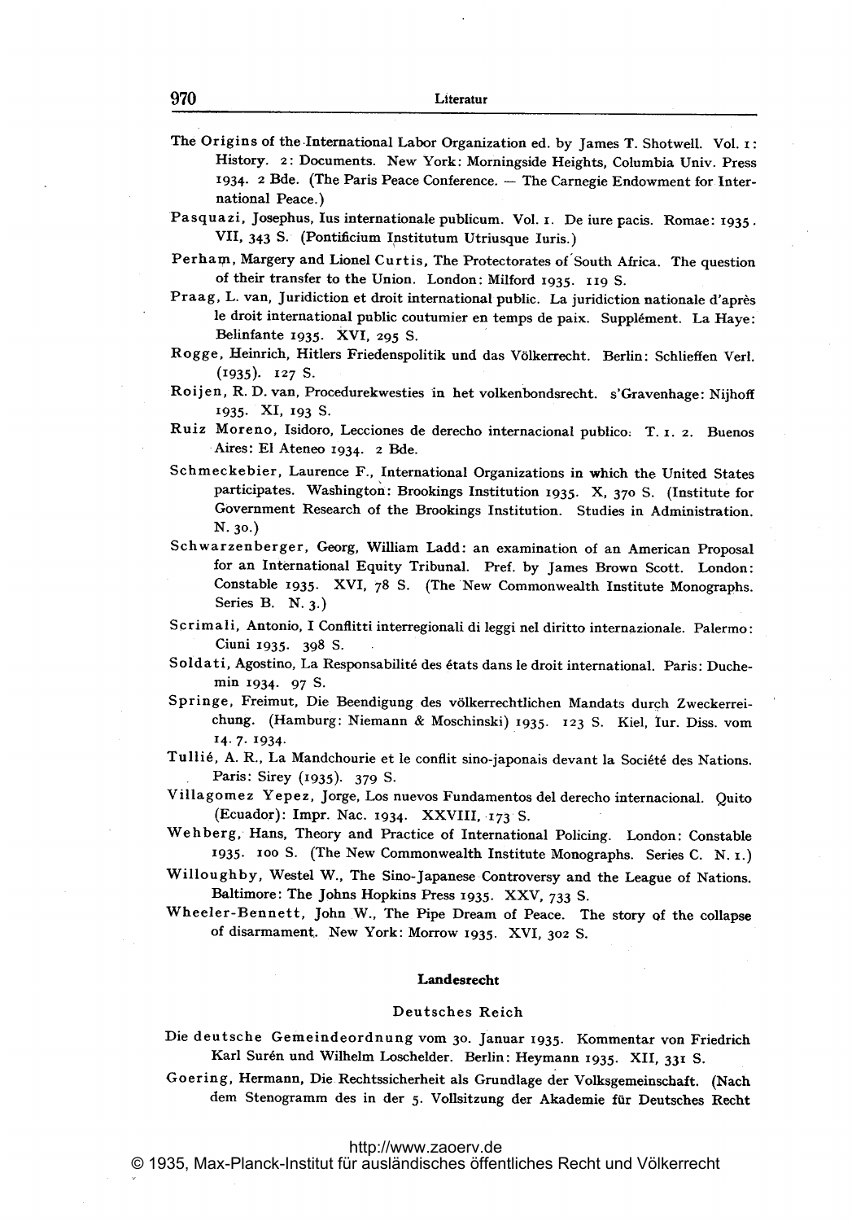The Origins of the International Labor Organization ed. by James T. Shotwell. Vol. 1: History. 2: Documents. New York: Morningside Heights, Columbia Univ. Press 1934. 2 Bde. (The Paris Peace Conference. — The Carnegie Endowment for International Peace.)

Pasquazi, Josephus, Ius internationale publicum. Vol. 1. De iure pacis. Romae: 1935. VII, 343 S. (Pontificium Institutum Utriusque Iuris.)

Perham, Margery and Lionel Curtis, The Protectorates of South Africa. The question of their transfer to the Union. London: Milford 1935. 119 S.

Praag, L. van, Juridiction et droit international public. La juridiction nationale d'après le droit international public coutumier en temps de paix. Supplément. La Haye: Belinfante 1935. XVI, 295 S.

Rogge, Heinrich, Hitlers Friedenspolitik und das Völkerrecht. Berlin: Schlieffen Verl. (1935). 127 S.

Roijen, R. D. van, Procedurekwesties in het volkenbondsrecht. s'Gravenhage: Nijhoff 1935. XI, 193 S.

Ruiz Moreno, Isidoro, Lecciones de derecho internacional publico. T. 1. 2. Buenos Aires: El Ateneo 1934. 2 Bde.

Schmeckebier, Laurence F., International Organizations in which the United States participates. Washington: Brookings Institution 1935. X, 370 S. (Institute for Government Research of the Brookings Institution. Studies in Administration. N. 30.)

Schwarzenberger, Georg, William Ladd: an examination of an American Proposal for an International Equity Tribunal. Pref. by James Brown Scott. London: Constable 1935. XVI, 78 S. (The New Commonwealth Institute Monographs. Series B. N. 3.)

Scrimali, Antonio, I Conflitti interregionali di leggi nel diritto internazionale. Palermo: Ciuni 1935. 398 S.

Soldati, Agostino, La Responsabilité des états dans le droit international. Paris: Duchemin 1934. 97 S.

Springe, Freimut, Die Beendigung des völkerrechtlichen Mandats durch Zweckerreichung. (Hamburg: Niemann & Moschinski) 1935. 123 S. Kiel, Iur. Diss. vom 14. 7. 1934.

Tullié, A. R., La Mandchourie et le conflit sino-japonais devant la Société des Nations. Paris: Sirey (1935). 379 S.

Villagomez Yepez, Jorge, Los nuevos Fundamentos del derecho internacional. Quito (Ecuador): Impr. Nac. 1934. XXVIII, 173 S.

Wehberg, Hans, Theory and Practice of International Policing. London: Constable 1935. 100 S. (The New Commonwealth Institute Monographs. Series C. N. 1.)

Willoughby, Westel W., The Sino-Japanese Controversy and the League of Nations. Baltimore: The Johns Hopkins Press 1935. XXV, 733 S.

Wheeler-Bennett, John W., The Pipe Dream of Peace. The story of the collapse of disarmament. New York: Morrow 1935. XVI, 302 S.

## Landesrecht

### Deutsches Reich

Die deutsche Gemeindeordnung vom 30. Januar 1935. Kommentar von Friedrich Karl Surén und Wilhelm Loschelder. Berlin: Heymann 1935. XII, 331 S.

Goering, Hermann, Die Rechtssicherheit als Grundlage der Volksgemeinschaft. (Nach dem Stenogramm des in der 5. Vollsitzung der Akademie für Deutsches Recht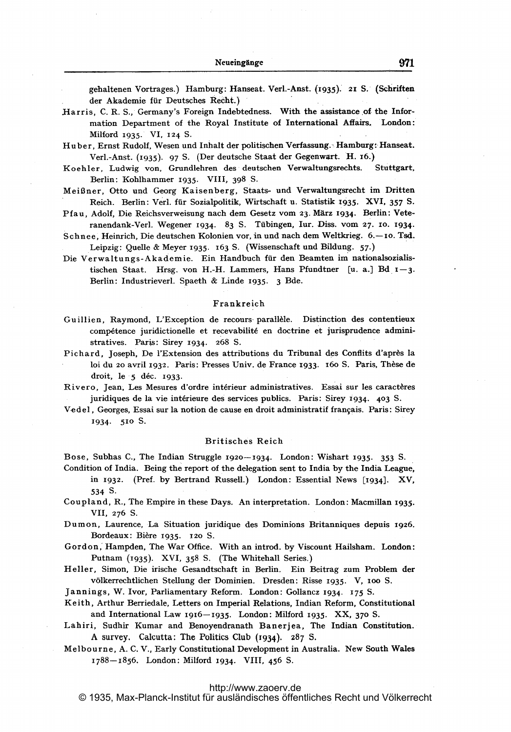gehaltenen Vortrages.) Hamburg: Hanseat. Verl.-Anst. (1935). 21 S. (Schriften der Akademie für Deutsches Recht.)

Harris, C. R. S., Germany's Foreign Indebtedness. With the assistance of the Information Department of the Royal Institute of International Affairs. London: Milford 1935. VI, 124 S.

Huber, Ernst Rudolf, Wesen und Inhalt der politischen Verfassung. Hamburg: Hanseat. Verl.-Anst. (1935). 97 S. (Der deutsche Staat der Gegenwart. H. 16.)

Koehler, Ludwig von, Grundlehren des deutschen Verwaltungsrechts. Stuttgart, Berlin: Kohlhammer 1935. VIII, 398 S.

Meißner, Otto und Georg Kaisenberg, Staats- und Verwaltungsrecht im Dritten Reich. Berlin: Verl. für Sozialpolitik, Wirtschaft u. Statistik 1935. XVI, 357 S.

Pfau, Adolf, Die Reichsverweisung nach dem Gesetz vom 23. März 1934. Berlin: Veteranendank-Verl. Wegener 1934. 83 S. Tübingen, Iur. Diss. vom 27. 10. 1934.

Schnee, Heinrich, Die deutschen Kolonien vor, in und nach dem Weltkrieg. 6.—10. Tsd. Leipzig: Quelle & Meyer 1935. 163 S. (Wissenschaft und Bildung. 57.)

Die Verwaltungs-Akademie. Ein Handbuch für den Beamten im nationalsozialistischen Staat. Hrsg. von H.-H. Lammers, Hans Pfundtner [u. a.] Bd 1—3. Berlin: Industrieverl. Spaeth & Linde 1935. 3 Bde.

## Frankreich

Guillien, Raymond, L'Exception de recours parallèle. Distinction des contentieux compétence juridictionelle et recevabilité en doctrine et jurisprudence administratives. Paris: Sirey 1934. 268 S.

Pichard, Joseph, De l'Extension des attributions du Tribunal des Conflits d'après la loi du 20 avril 1932. Paris: Presses Univ. de France 1933. 160 S. Paris, Thèse de droit, le 5 déc. 1933.

Rivero, Jean, Les Mesures d'ordre intérieur administratives. Essai sur les caractères juridiques de la vie intérieure des services publics. Paris: Sirey 1934. 403 S.

Vedel, Georges, Essai sur la notion de cause en droit administratif français. Paris: Sirey 1934. 510 S.

## Britisches Reich

Bose, Subhas C., The Indian Struggle 1920—1934. London: Wishart 1935. 353 S.

Condition of India. Being the report of the delegation sent to India by the India League, in 1932. (Pref. by Bertrand Russell.) London: Essential News [1934]. XV, 534 S.

Coupland, R., The Empire in these Days. An interpretation. London: Macmillan 1935. VII, 276 S.

Dumon, Laurence, La Situation juridique des Dominions Britanniques depuis 1926. Bordeaux: Bière 1935. 120 S.

Gordon, Hampden, The War Office. With an introd. by Viscount Hailsham. London: Putnam (1935). XVI, 358 S. (The Whitehall Series.)

Heller, Simon, Die irische Gesandtschaft in Berlin. Ein Beitrag zum Problem der völkerrechtlichen Stellung der Dominien. Dresden: Risse 1935. V, 100 S.

Jannings, W. Ivor, Parliamentary Reform. London: Gollancz 1934. 175 S.

Keith, Arthur Berriedale, Letters on Imperial Relations, Indian Reform, Constitutional and International Law 1916—1935. London: Milford 1935. XX, 370 S.

Lahiri, Sudhir Kumar and Benoyendranath Banerjea, The Indian Constitution. A survey. Calcutta: The Politics Club (1934). 287 S.

Melbourne, A. C. V., Early Constitutional Development in Australia. New South Wales 1788—1856. London: Milford 1934. VIII, 456 S.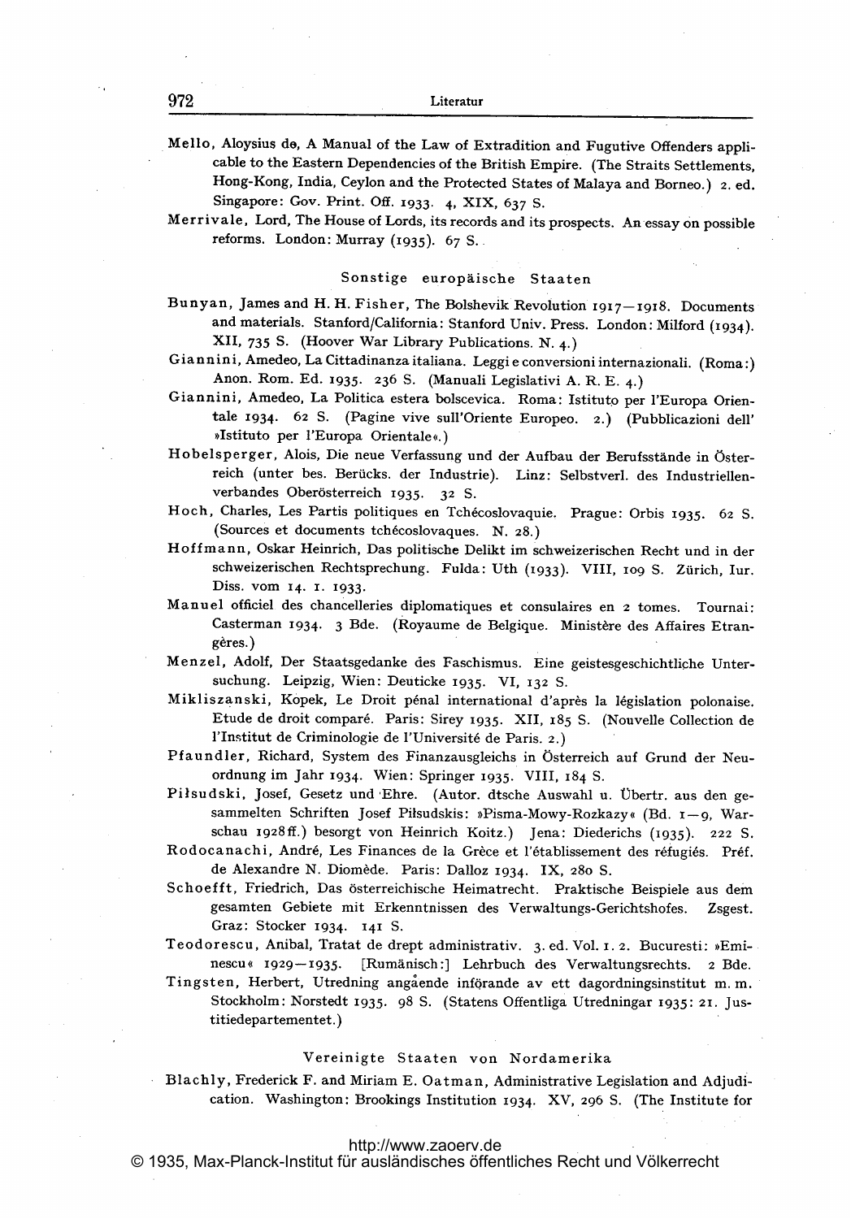Mello, Aloysius de, A Manual of the Law of Extradition and Fugutive Offenders applicable to the Eastern Dependencies of the British Empire. (The Straits Settlements, Hong-Kong, India, Ceylon and the Protected States of Malaya and Borneo.) 2. ed. Singapore: Gov. Print. Off. 1933. 4, XIX, 637 S.

Merrivale, Lord, The House of Lords, its records and its prospects. An essay on possible reforms. London: Murray (1935). 67 S.

## Sonstige europäische Staaten

Bunyan, James and H. H. Fisher, The Bolshevik Revolution 1917–1918. Documents and materials. Stanford/California: Stanford Univ. Press. London: Milford (1934). XII, 735 S. (Hoover War Library Publications. N. 4.)

Giannini, Amedeo, La Cittadinanza italiana. Leggi e conversioni internazionali. (Roma:) Anon. Rom. Ed. 1935. 236 S. (Manuali Legislativi A. R. E. 4.)

Giannini, Amedeo, La Politica estera bolscevica. Roma: Istituto per l'Europa Orientale 1934. 62 S. (Pagine vive sull'Oriente Europeo. 2.) (Pubblicazioni dell' »Istituto per l'Europa Orientale«.)

Hobelsperger, Alois, Die neue Verfassung und der Aufbau der Berufsstände in Österreich (unter bes. Berücks. der Industrie). Linz: Selbstverl. des Industriellenverbandes Oberösterreich 1935. 32 S.

Hoch, Charles, Les Partis politiques en Tchécoslovaquie. Prague: Orbis 1935. 62 S. (Sources et documents tchécoslovaques. N. 28.)

Hoffmann, Oskar Heinrich, Das politische Delikt im schweizerischen Recht und in der schweizerischen Rechtsprechung. Fulda: Uth (1933). VIII, 109 S. Zürich, Iur. Diss. vom 14. 1. 1933.

Manuel officiel des chancelleries diplomatiques et consulaires en 2 tomes. Tournai: Casterman 1934. 3 Bde. (Royaume de Belgique. Ministère des Affaires Etrangères.)

Menzel, Adolf, Der Staatsgedanke des Faschismus. Eine geistesgeschichtliche Untersuchung. Leipzig, Wien: Deuticke 1935. VI, 132 S.

Mikliszanski, Kopek, Le Droit pénal international d'après la législation polonaise. Etude de droit comparé. Paris: Sirey 1935. XII, 185 S. (Nouvelle Collection de l'Institut de Criminologie de l'Université de Paris. 2.)

Pfaundler, Richard, System des Finanzausgleichs in Österreich auf Grund der Neuordnung im Jahr 1934. Wien: Springer 1935. VIII, 184 S.

Piłsudski, Josef, Gesetz und Ehre. (Autor. dtsche Auswahl u. Übertr. aus den gesammelten Schriften Josef Piłsudskis: »Pisma-Mowy-Rozkazy« (Bd. 1–9, Warschau 1928ff.) besorgt von Heinrich Koitz.) Jena: Diederichs (1935). 222 S.

Rodocanachi, André, Les Finances de la Grèce et l'établissement des réfugiés. Préf. de Alexandre N. Diomède. Paris: Dalloz 1934. IX, 280 S.

Schoefft, Friedrich, Das österreichische Heimatrecht. Praktische Beispiele aus dem gesamten Gebiete mit Erkenntnissen des Verwaltungs-Gerichtshofes. Zsgest. Graz: Stocker 1934. 141 S.

Teodorescu, Anibal, Tratat de drept administrativ. 3. ed. Vol. 1. 2. Bucuresti: »Eminescu« 1929–1935. [Rumänisch:] Lehrbuch des Verwaltungsrechts. 2 Bde.

Tingsten, Herbert, Utredning angående införande av ett dagordningsinstitut m. m. Stockholm: Norstedt 1935. 98 S. (Statens Offentliga Utredningar 1935: 21. Justitiedepartementet.)

## Vereinigte Staaten von Nordamerika

Blachly, Frederick F. and Miriam E. Oatman, Administrative Legislation and Adjudication. Washington: Brookings Institution 1934. XV, 296 S. (The Institute for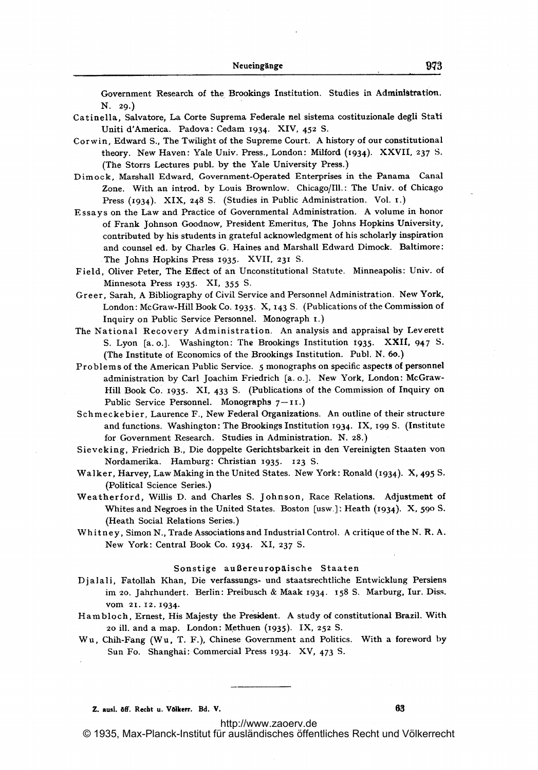Government Research of the Brookings Institution. Studies in Administration. N. 29.)

Catinella, Salvatore, La Corte Suprema Federale nel sistema costituzionale degli Stati Uniti d'America. Padova: Cedam 1934. XIV, 452 S.

Corwin, Edward S., The Twilight of the Supreme Court. A history of our constitutional theory. New Haven: Yale Univ. Press., London: Milford (1934). XXVII, 237 S. (The Storrs Lectures publ. by the Yale University Press.)

Dimock, Marshall Edward, Government-Operated Enterprises in the Panama Canal Zone. With an introd. by Louis Brownlow. Chicago/Ill.: The Univ. of Chicago Press (1934). XIX, 248 S. (Studies in Public Administration. Vol. 1.)

Essays on the Law and Practice of Governmental Administration. A volume in honor of Frank Johnson Goodnow, President Emeritus, The Johns Hopkins University, contributed by his students in grateful acknowledgment of his scholarly inspiration and counsel ed. by Charles G. Haines and Marshall Edward Dimock. Baltimore: The Johns Hopkins Press 1935. XVII, 231 S.

Field, Oliver Peter, The Effect of an Unconstitutional Statute. Minneapolis: Univ. of Minnesota Press 1935. XI, 355 S.

Greer, Sarah, A Bibliography of Civil Service and Personnel Administration. New York, London: McGraw-Hill Book Co. 1935. X, 143 S. (Publications of the Commission of Inquiry on Public Service Personnel. Monograph 1.)

The National Recovery Administration. An analysis and appraisal by Leverett S. Lyon [a. o.]. Washington: The Brookings Institution 1935. XXII, 947 S. (The Institute of Economics of the Brookings Institution. Publ. N. 60.)

Problems of the American Public Service. 5 monographs on specific aspects of personnel administration by Carl Joachim Friedrich [a. o.]. New York, London: McGraw-Hill Book Co. 1935. XI, 433 S. (Publications of the Commission of Inquiry on Public Service Personnel. Monographs 7—11.)

Schmeckebier, Laurence F., New Federal Organizations. An outline of their structure and functions. Washington: The Brookings Institution 1934. IX, 199 S. (Institute for Government Research. Studies in Administration. N. 28.)

Sieveking, Friedrich B., Die doppelte Gerichtsbarkeit in den Vereinigten Staaten von Nordamerika. Hamburg: Christian 1935. 123 S.

Walker, Harvey, Law Making in the United States. New York: Ronald (1934). X, 495 S. (Political Science Series.)

Weatherford, Willis D. and Charles S. Johnson, Race Relations. Adjustment of Whites and Negroes in the United States. Boston [usw.]: Heath (1934). X, 590 S. (Heath Social Relations Series.)

Whitney, Simon N., Trade Associations and Industrial Control. A critique of the N. R. A. New York: Central Book Co. 1934. XI, 237 S.

### Sonstige außereuropäische Staaten

Djalali, Fatollah Khan, Die verfassungs- und staatsrechtliche Entwicklung Persiens im 20. Jahrhundert. Berlin: Preibusch & Maak 1934. 158 S. Marburg, Iur. Diss. vom 21. 12. 1934.

Hambloch, Ernest, His Majesty the President. A study of constitutional Brazil. With 20 ill. and a map. London: Methuen (1935). IX, 252 S.

Wu, Chih-Fang (Wu, T. F.), Chinese Government and Politics. With a foreword by Sun Fo. Shanghai: Commercial Press 1934. XV, 473 S.